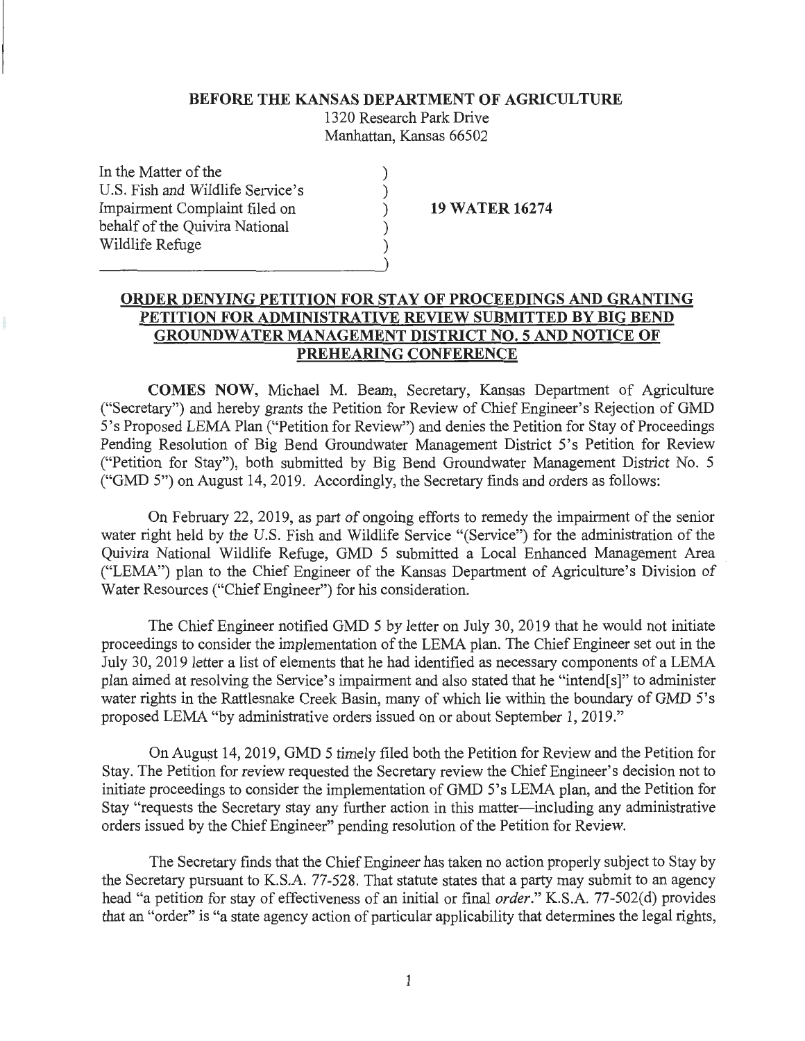**BEFORE THE KANSAS DEPARTMENT OF AGRICULTURE**
1320 Research Park Drive
Manhattan, Kansas 66502

In the Matter of the
U.S. Fish and Wildlife Service's
Impairment Complaint filed on
behalf of the Quivira National
Wildlife Refuge

**19 WATER 16274**

**ORDER DENYING PETITION FOR STAY OF PROCEEDINGS AND GRANTING PETITION FOR ADMINISTRATIVE REVIEW SUBMITTED BY BIG BEND GROUNDWATER MANAGEMENT DISTRICT NO. 5 AND NOTICE OF PREHEARING CONFERENCE**

**COMES NOW,** Michael M. Beam, Secretary, Kansas Department of Agriculture ("Secretary") and hereby grants the Petition for Review of Chief Engineer's Rejection of GMD 5's Proposed LEMA Plan ("Petition for Review") and denies the Petition for Stay of Proceedings Pending Resolution of Big Bend Groundwater Management District 5's Petition for Review ("Petition for Stay"), both submitted by Big Bend Groundwater Management District No. 5 ("GMD 5") on August 14, 2019. Accordingly, the Secretary finds and orders as follows:

On February 22, 2019, as part of ongoing efforts to remedy the impairment of the senior water right held by the U.S. Fish and Wildlife Service "(Service") for the administration of the Quivira National Wildlife Refuge, GMD 5 submitted a Local Enhanced Management Area ("LEMA") plan to the Chief Engineer of the Kansas Department of Agriculture's Division of Water Resources ("Chief Engineer") for his consideration.

The Chief Engineer notified GMD 5 by letter on July 30, 2019 that he would not initiate proceedings to consider the implementation of the LEMA plan. The Chief Engineer set out in the July 30, 2019 letter a list of elements that he had identified as necessary components of a LEMA plan aimed at resolving the Service's impairment and also stated that he "intend[s]" to administer water rights in the Rattlesnake Creek Basin, many of which lie within the boundary of GMD 5's proposed LEMA "by administrative orders issued on or about September 1, 2019."

On August 14, 2019, GMD 5 timely filed both the Petition for Review and the Petition for Stay. The Petition for review requested the Secretary review the Chief Engineer's decision not to initiate proceedings to consider the implementation of GMD 5's LEMA plan, and the Petition for Stay "requests the Secretary stay any further action in this matter—including any administrative orders issued by the Chief Engineer" pending resolution of the Petition for Review.

The Secretary finds that the Chief Engineer has taken no action properly subject to Stay by the Secretary pursuant to K.S.A. 77-528. That statute states that a party may submit to an agency head "a petition for stay of effectiveness of an initial or final *order*." K.S.A. 77-502(d) provides that an "order" is "a state agency action of particular applicability that determines the legal rights,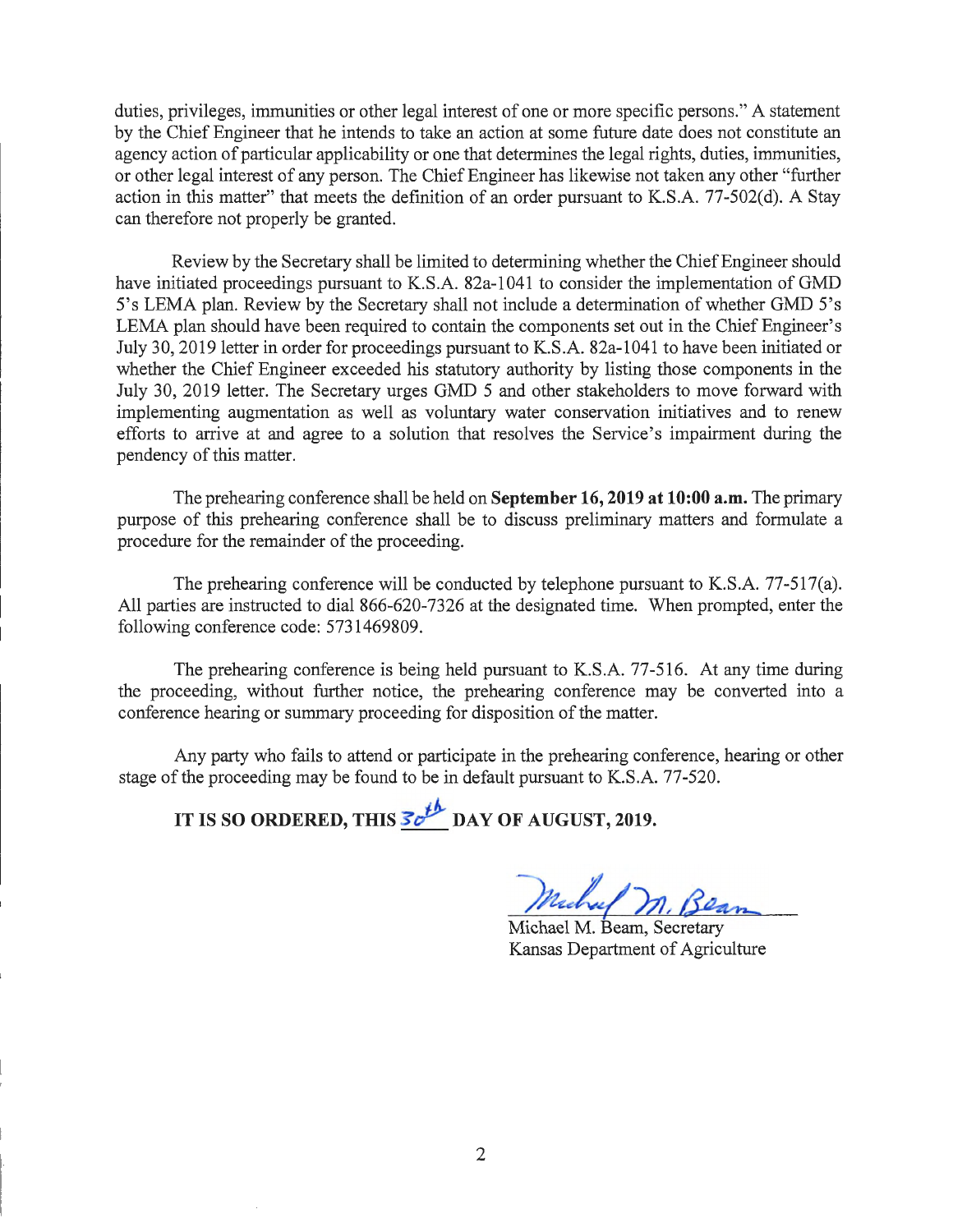duties, privileges, immunities or other legal interest of one or more specific persons." A statement by the Chief Engineer that he intends to take an action at some future date does not constitute an agency action of particular applicability or one that determines the legal rights, duties, immunities, or other legal interest of any person. The Chief Engineer has likewise not taken any other "further action in this matter" that meets the definition of an order pursuant to K.S.A. 77-502(d). A Stay can therefore not properly be granted.

Review by the Secretary shall be limited to determining whether the Chief Engineer should have initiated proceedings pursuant to K.S.A. 82a-1041 to consider the implementation of GMD 5's LEMA plan. Review by the Secretary shall not include a determination of whether GMD 5's LEMA plan should have been required to contain the components set out in the Chief Engineer's July 30, 2019 letter in order for proceedings pursuant to K.S.A. 82a-1041 to have been initiated or whether the Chief Engineer exceeded his statutory authority by listing those components in the July 30, 2019 letter. The Secretary urges GMD 5 and other stakeholders to move forward with implementing augmentation as well as voluntary water conservation initiatives and to renew efforts to arrive at and agree to a solution that resolves the Service's impairment during the pendency of this matter.

The prehearing conference shall be held on **September 16, 2019 at 10:00 a.m.** The primary purpose of this prehearing conference shall be to discuss preliminary matters and formulate a procedure for the remainder of the proceeding.

The prehearing conference will be conducted by telephone pursuant to K.S.A. 77-517(a). All parties are instructed to dial 866-620-7326 at the designated time. When prompted, enter the following conference code: 5731469809.

The prehearing conference is being held pursuant to K.S.A. 77-516. At any time during the proceeding, without further notice, the prehearing conference may be converted into a conference hearing or summary proceeding for disposition of the matter.

Any party who fails to attend or participate in the prehearing conference, hearing or other stage of the proceeding may be found to be in default pursuant to K.S.A. 77-520.

**IT IS SO ORDERED, THIS 30th DAY OF AUGUST, 2019.**

Michael M. Beam, Secretary
Kansas Department of Agriculture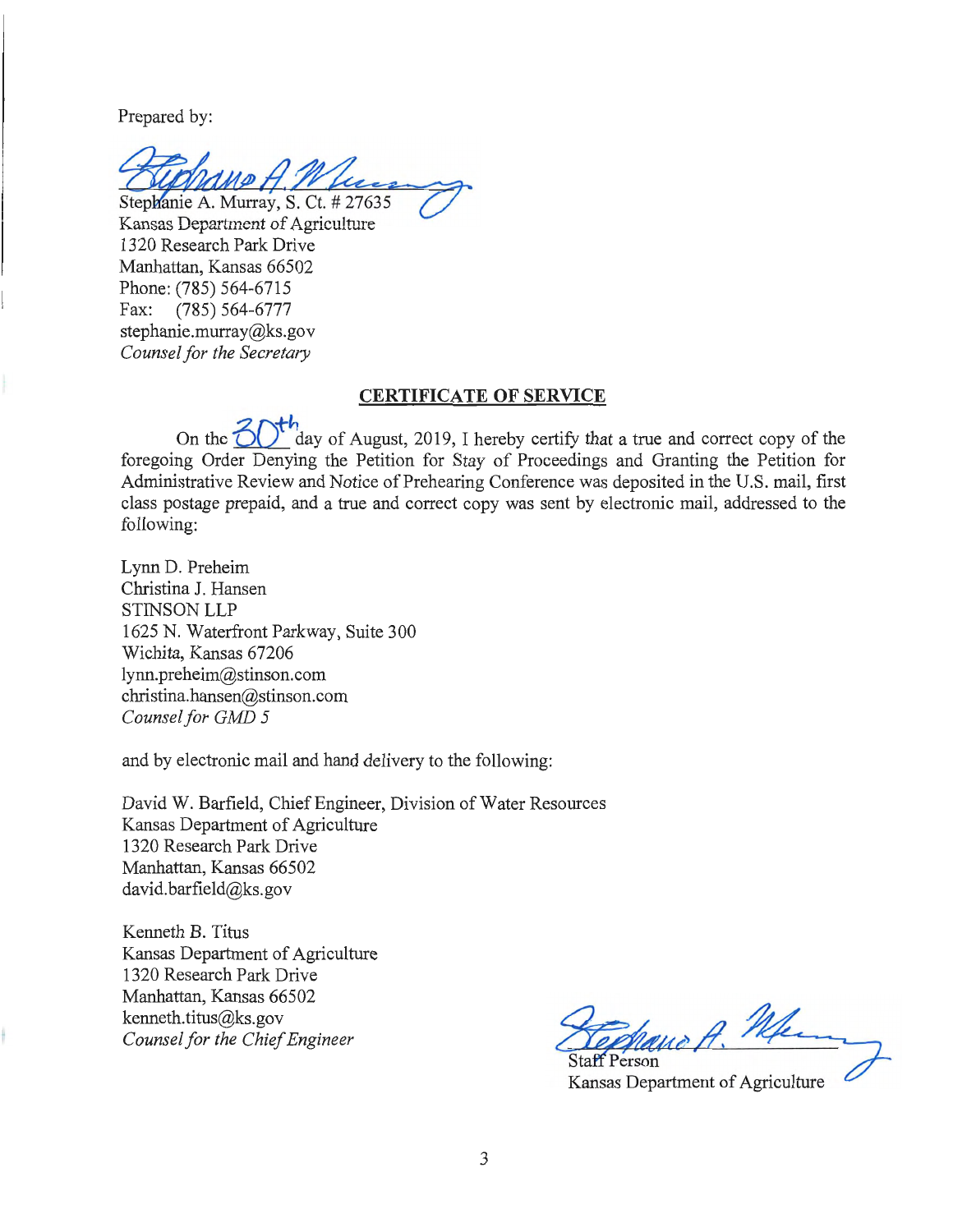Prepared by:

Stephanie A. Murray, S. Ct. # 27635
Kansas Department of Agriculture
1320 Research Park Drive
Manhattan, Kansas 66502
Phone: (785) 564-6715
Fax: (785) 564-6777
stephanie.murray@ks.gov
*Counsel for the Secretary*

**CERTIFICATE OF SERVICE**

On the 30th day of August, 2019, I hereby certify that a true and correct copy of the foregoing Order Denying the Petition for Stay of Proceedings and Granting the Petition for Administrative Review and Notice of Prehearing Conference was deposited in the U.S. mail, first class postage prepaid, and a true and correct copy was sent by electronic mail, addressed to the following:

Lynn D. Preheim
Christina J. Hansen
STINSON LLP
1625 N. Waterfront Parkway, Suite 300
Wichita, Kansas 67206
lynn.preheim@stinson.com
christina.hansen@stinson.com
*Counsel for GMD 5*

and by electronic mail and hand delivery to the following:

David W. Barfield, Chief Engineer, Division of Water Resources
Kansas Department of Agriculture
1320 Research Park Drive
Manhattan, Kansas 66502
david.barfield@ks.gov

Kenneth B. Titus
Kansas Department of Agriculture
1320 Research Park Drive
Manhattan, Kansas 66502
kenneth.titus@ks.gov
*Counsel for the Chief Engineer*

Staff Person
Kansas Department of Agriculture